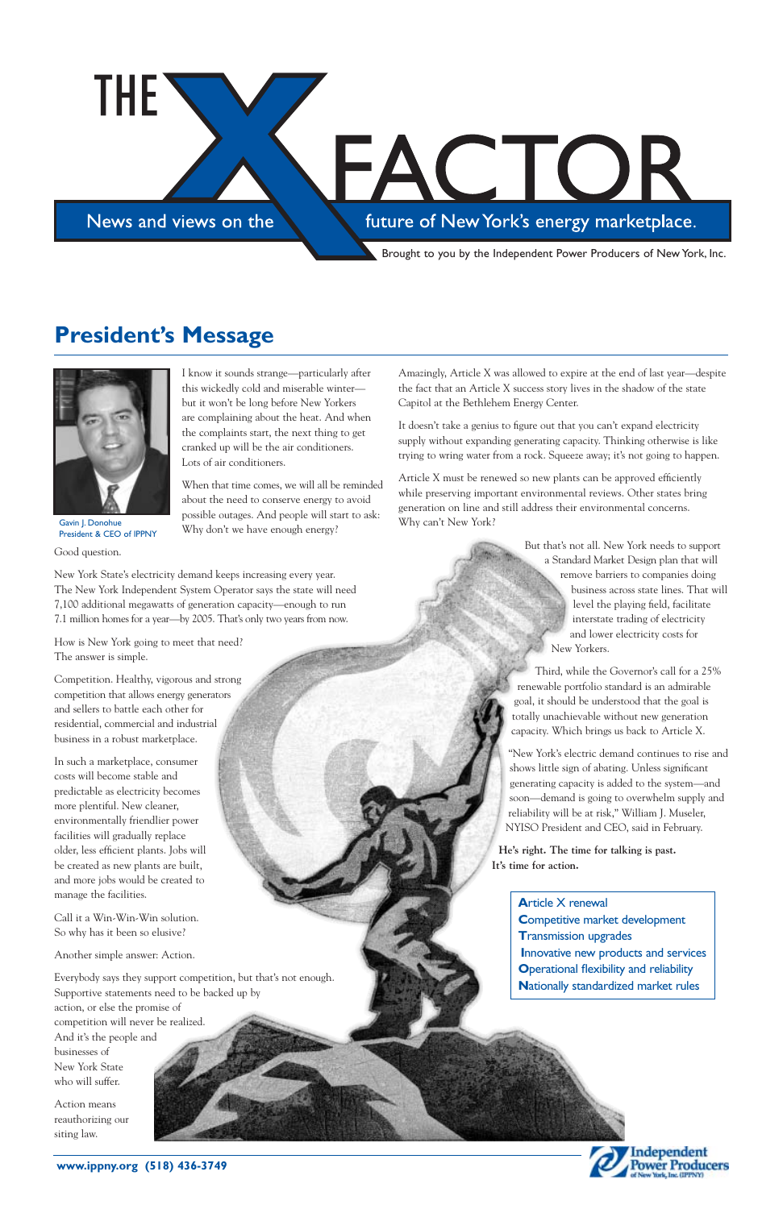# THE X FACTOR

News and views on the future of New York's energy marketplace.

Brought to you by the Independent Power Producers of New York, Inc.

## President's Message

Gavin J. Donohue
President & CEO of IPPNY

I know it sounds strange—particularly after this wickedly cold and miserable winter—but it won't be long before New Yorkers are complaining about the heat. And when the complaints start, the next thing to get cranked up will be the air conditioners. Lots of air conditioners.

When that time comes, we will all be reminded about the need to conserve energy to avoid possible outages. And people will start to ask: Why don't we have enough energy?

Good question.

New York State's electricity demand keeps increasing every year. The New York Independent System Operator says the state will need 7,100 additional megawatts of generation capacity—enough to run 7.1 million homes for a year—by 2005. That's only two years from now.

How is New York going to meet that need? The answer is simple.

Competition. Healthy, vigorous and strong competition that allows energy generators and sellers to battle each other for residential, commercial and industrial business in a robust marketplace.

In such a marketplace, consumer costs will become stable and predictable as electricity becomes more plentiful. New cleaner, environmentally friendlier power facilities will gradually replace older, less efficient plants. Jobs will be created as new plants are built, and more jobs would be created to manage the facilities.

Call it a Win-Win-Win solution. So why has it been so elusive?

Another simple answer: Action.

Everybody says they support competition, but that's not enough. Supportive statements need to be backed up by action, or else the promise of competition will never be realized. And it's the people and businesses of New York State who will suffer.

Action means reauthorizing our siting law.

Amazingly, Article X was allowed to expire at the end of last year—despite the fact that an Article X success story lives in the shadow of the state Capitol at the Bethlehem Energy Center.

It doesn't take a genius to figure out that you can't expand electricity supply without expanding generating capacity. Thinking otherwise is like trying to wring water from a rock. Squeeze away; it's not going to happen.

Article X must be renewed so new plants can be approved efficiently while preserving important environmental reviews. Other states bring generation on line and still address their environmental concerns. Why can't New York?

But that's not all. New York needs to support a Standard Market Design plan that will remove barriers to companies doing business across state lines. That will level the playing field, facilitate interstate trading of electricity and lower electricity costs for New Yorkers.

Third, while the Governor's call for a 25% renewable portfolio standard is an admirable goal, it should be understood that the goal is totally unachievable without new generation capacity. Which brings us back to Article X.

"New York's electric demand continues to rise and shows little sign of abating. Unless significant generating capacity is added to the system—and soon—demand is going to overwhelm supply and reliability will be at risk," William J. Museler, NYISO President and CEO, said in February.

**He's right. The time for talking is past. It's time for action.**

- **A**rticle X renewal
- **C**ompetitive market development
- **T**ransmission upgrades
- **I**nnovative new products and services
- **O**perational flexibility and reliability
- **N**ationally standardized market rules

www.ippny.org (518) 436-3749

Independent Power Producers of New York, Inc. (IPPNY)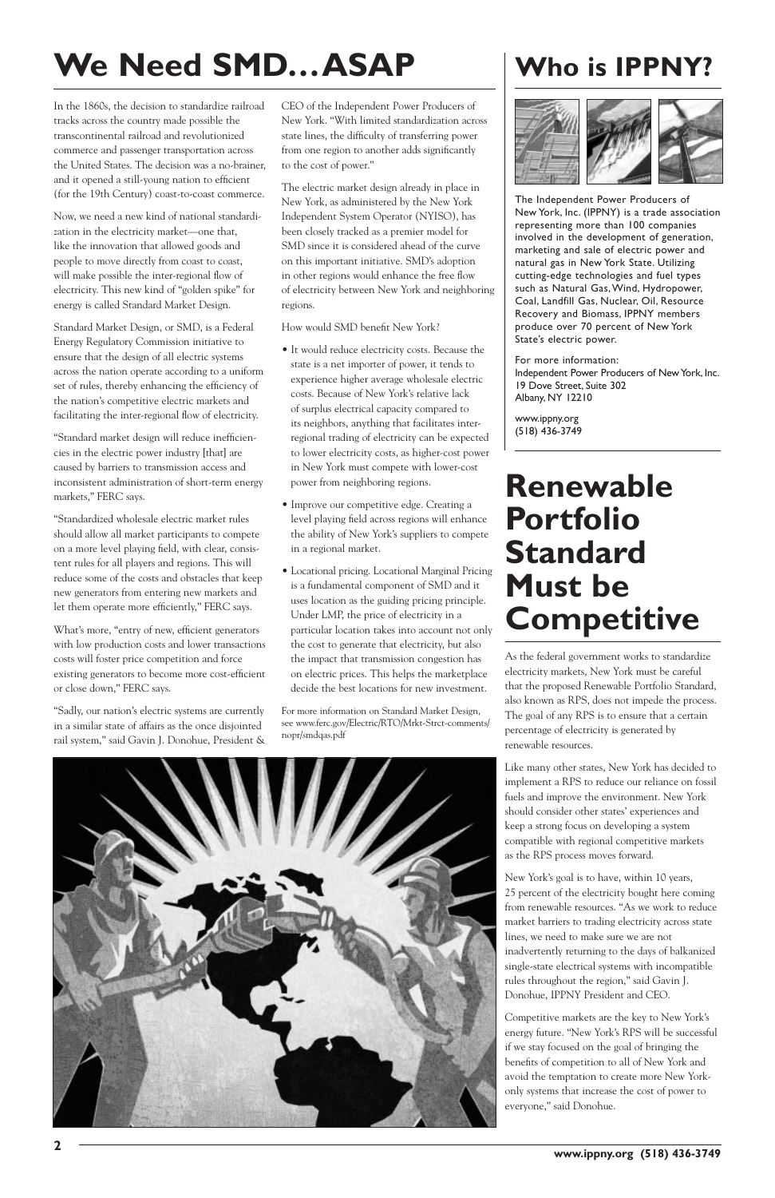# We Need SMD…ASAP

In the 1860s, the decision to standardize railroad tracks across the country made possible the transcontinental railroad and revolutionized commerce and passenger transportation across the United States. The decision was a no-brainer, and it opened a still-young nation to efficient (for the 19th Century) coast-to-coast commerce.

Now, we need a new kind of national standardization in the electricity market—one that, like the innovation that allowed goods and people to move directly from coast to coast, will make possible the inter-regional flow of electricity. This new kind of "golden spike" for energy is called Standard Market Design.

Standard Market Design, or SMD, is a Federal Energy Regulatory Commission initiative to ensure that the design of all electric systems across the nation operate according to a uniform set of rules, thereby enhancing the efficiency of the nation's competitive electric markets and facilitating the inter-regional flow of electricity.

"Standard market design will reduce inefficiencies in the electric power industry [that] are caused by barriers to transmission access and inconsistent administration of short-term energy markets," FERC says.

"Standardized wholesale electric market rules should allow all market participants to compete on a more level playing field, with clear, consistent rules for all players and regions. This will reduce some of the costs and obstacles that keep new generators from entering new markets and let them operate more efficiently," FERC says.

What's more, "entry of new, efficient generators with low production costs and lower transactions costs will foster price competition and force existing generators to become more cost-efficient or close down," FERC says.

"Sadly, our nation's electric systems are currently in a similar state of affairs as the once disjointed rail system," said Gavin J. Donohue, President & CEO of the Independent Power Producers of New York. "With limited standardization across state lines, the difficulty of transferring power from one region to another adds significantly to the cost of power."

The electric market design already in place in New York, as administered by the New York Independent System Operator (NYISO), has been closely tracked as a premier model for SMD since it is considered ahead of the curve on this important initiative. SMD's adoption in other regions would enhance the free flow of electricity between New York and neighboring regions.

How would SMD benefit New York?

- It would reduce electricity costs. Because the state is a net importer of power, it tends to experience higher average wholesale electric costs. Because of New York's relative lack of surplus electrical capacity compared to its neighbors, anything that facilitates inter-regional trading of electricity can be expected to lower electricity costs, as higher-cost power in New York must compete with lower-cost power from neighboring regions.
- Improve our competitive edge. Creating a level playing field across regions will enhance the ability of New York's suppliers to compete in a regional market.
- Locational pricing. Locational Marginal Pricing is a fundamental component of SMD and it uses location as the guiding pricing principle. Under LMP, the price of electricity in a particular location takes into account not only the cost to generate that electricity, but also the impact that transmission congestion has on electric prices. This helps the marketplace decide the best locations for new investment.

For more information on Standard Market Design, see www.ferc.gov/Electric/RTO/Mrkt-Strct-comments/nopr/smdqas.pdf

# Who is IPPNY?

The Independent Power Producers of New York, Inc. (IPPNY) is a trade association representing more than 100 companies involved in the development of generation, marketing and sale of electric power and natural gas in New York State. Utilizing cutting-edge technologies and fuel types such as Natural Gas, Wind, Hydropower, Coal, Landfill Gas, Nuclear, Oil, Resource Recovery and Biomass, IPPNY members produce over 70 percent of New York State's electric power.

For more information:
Independent Power Producers of New York, Inc.
19 Dove Street, Suite 302
Albany, NY 12210

www.ippny.org
(518) 436-3749

# Renewable Portfolio Standard Must be Competitive

As the federal government works to standardize electricity markets, New York must be careful that the proposed Renewable Portfolio Standard, also known as RPS, does not impede the process. The goal of any RPS is to ensure that a certain percentage of electricity is generated by renewable resources.

Like many other states, New York has decided to implement a RPS to reduce our reliance on fossil fuels and improve the environment. New York should consider other states' experiences and keep a strong focus on developing a system compatible with regional competitive markets as the RPS process moves forward.

New York's goal is to have, within 10 years, 25 percent of the electricity bought here coming from renewable resources. "As we work to reduce market barriers to trading electricity across state lines, we need to make sure we are not inadvertently returning to the days of balkanized single-state electrical systems with incompatible rules throughout the region," said Gavin J. Donohue, IPPNY President and CEO.

Competitive markets are the key to New York's energy future. "New York's RPS will be successful if we stay focused on the goal of bringing the benefits of competition to all of New York and avoid the temptation to create more New York-only systems that increase the cost of power to everyone," said Donohue.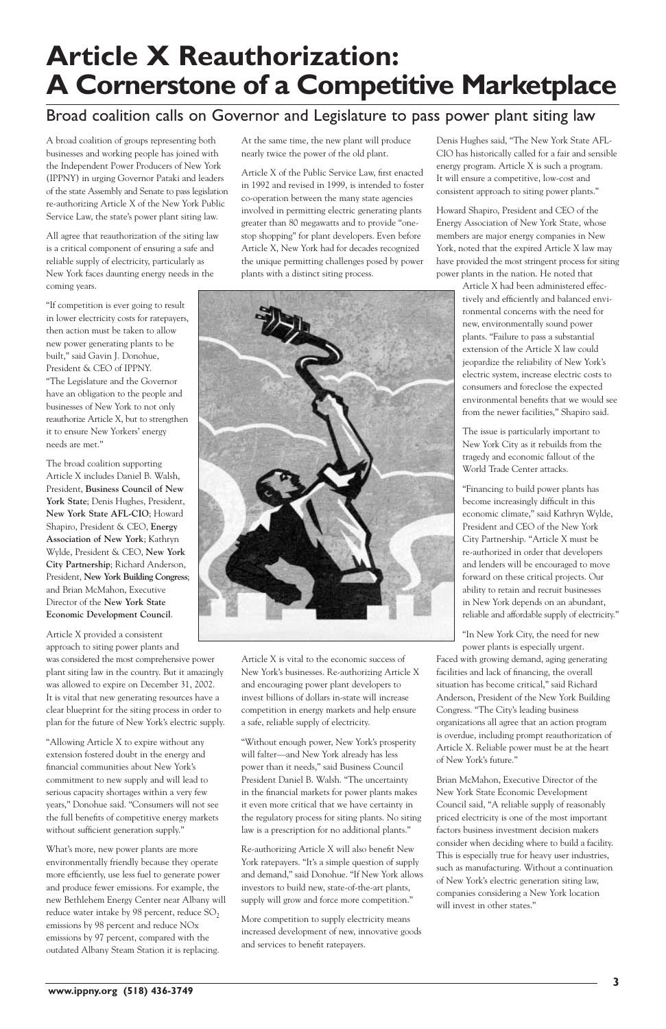# Article X Reauthorization: A Cornerstone of a Competitive Marketplace

## Broad coalition calls on Governor and Legislature to pass power plant siting law

A broad coalition of groups representing both businesses and working people has joined with the Independent Power Producers of New York (IPPNY) in urging Governor Pataki and leaders of the state Assembly and Senate to pass legislation re-authorizing Article X of the New York Public Service Law, the state's power plant siting law.

All agree that reauthorization of the siting law is a critical component of ensuring a safe and reliable supply of electricity, particularly as New York faces daunting energy needs in the coming years.

"If competition is ever going to result in lower electricity costs for ratepayers, then action must be taken to allow new power generating plants to be built," said Gavin J. Donohue, President & CEO of IPPNY. "The Legislature and the Governor have an obligation to the people and businesses of New York to not only reauthorize Article X, but to strengthen it to ensure New Yorkers' energy needs are met."

The broad coalition supporting Article X includes Daniel B. Walsh, President, **Business Council of New York State**; Denis Hughes, President, **New York State AFL-CIO**; Howard Shapiro, President & CEO, **Energy Association of New York**; Kathryn Wylde, President & CEO, **New York City Partnership**; Richard Anderson, President, **New York Building Congress**; and Brian McMahon, Executive Director of the **New York State Economic Development Council**.

Article X provided a consistent approach to siting power plants and was considered the most comprehensive power plant siting law in the country. But it amazingly was allowed to expire on December 31, 2002. It is vital that new generating resources have a clear blueprint for the siting process in order to plan for the future of New York's electric supply.

"Allowing Article X to expire without any extension fostered doubt in the energy and financial communities about New York's commitment to new supply and will lead to serious capacity shortages within a very few years," Donohue said. "Consumers will not see the full benefits of competitive energy markets without sufficient generation supply."

What's more, new power plants are more environmentally friendly because they operate more efficiently, use less fuel to generate power and produce fewer emissions. For example, the new Bethlehem Energy Center near Albany will reduce water intake by 98 percent, reduce $SO_2$ emissions by 98 percent and reduce NOx emissions by 97 percent, compared with the outdated Albany Steam Station it is replacing. At the same time, the new plant will produce nearly twice the power of the old plant.

Article X of the Public Service Law, first enacted in 1992 and revised in 1999, is intended to foster co-operation between the many state agencies involved in permitting electric generating plants greater than 80 megawatts and to provide "one-stop shopping" for plant developers. Even before Article X, New York had for decades recognized the unique permitting challenges posed by power plants with a distinct siting process.

Article X is vital to the economic success of New York's businesses. Re-authorizing Article X and encouraging power plant developers to invest billions of dollars in-state will increase competition in energy markets and help ensure a safe, reliable supply of electricity.

"Without enough power, New York's prosperity will falter—and New York already has less power than it needs," said Business Council President Daniel B. Walsh. "The uncertainty in the financial markets for power plants makes it even more critical that we have certainty in the regulatory process for siting plants. No siting law is a prescription for no additional plants."

Re-authorizing Article X will also benefit New York ratepayers. "It's a simple question of supply and demand," said Donohue. "If New York allows investors to build new, state-of-the-art plants, supply will grow and force more competition."

More competition to supply electricity means increased development of new, innovative goods and services to benefit ratepayers.

Denis Hughes said, "The New York State AFL-CIO has historically called for a fair and sensible energy program. Article X is such a program. It will ensure a competitive, low-cost and consistent approach to siting power plants."

Howard Shapiro, President and CEO of the Energy Association of New York State, whose members are major energy companies in New York, noted that the expired Article X law may have provided the most stringent process for siting power plants in the nation. He noted that Article X had been administered effectively and efficiently and balanced environmental concerns with the need for new, environmentally sound power plants. "Failure to pass a substantial extension of the Article X law could jeopardize the reliability of New York's electric system, increase electric costs to consumers and foreclose the expected environmental benefits that we would see from the newer facilities," Shapiro said.

The issue is particularly important to New York City as it rebuilds from the tragedy and economic fallout of the World Trade Center attacks.

"Financing to build power plants has become increasingly difficult in this economic climate," said Kathryn Wylde, President and CEO of the New York City Partnership. "Article X must be re-authorized in order that developers and lenders will be encouraged to move forward on these critical projects. Our ability to retain and recruit businesses in New York depends on an abundant, reliable and affordable supply of electricity."

"In New York City, the need for new power plants is especially urgent. Faced with growing demand, aging generating facilities and lack of financing, the overall situation has become critical," said Richard Anderson, President of the New York Building Congress. "The City's leading business organizations all agree that an action program is overdue, including prompt reauthorization of Article X. Reliable power must be at the heart of New York's future."

Brian McMahon, Executive Director of the New York State Economic Development Council said, "A reliable supply of reasonably priced electricity is one of the most important factors business investment decision makers consider when deciding where to build a facility. This is especially true for heavy user industries, such as manufacturing. Without a continuation of New York's electric generation siting law, companies considering a New York location will invest in other states."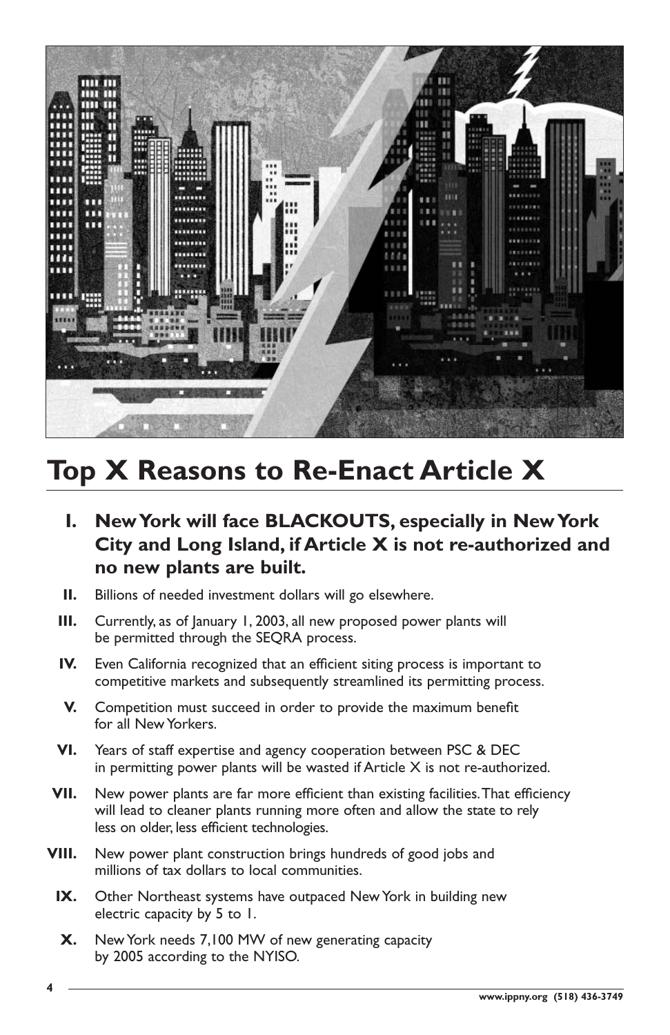# Top X Reasons to Re-Enact Article X

**I. New York will face BLACKOUTS, especially in New York City and Long Island, if Article X is not re-authorized and no new plants are built.**

**II.** Billions of needed investment dollars will go elsewhere.

**III.** Currently, as of January 1, 2003, all new proposed power plants will be permitted through the SEQRA process.

**IV.** Even California recognized that an efficient siting process is important to competitive markets and subsequently streamlined its permitting process.

**V.** Competition must succeed in order to provide the maximum benefit for all New Yorkers.

**VI.** Years of staff expertise and agency cooperation between PSC & DEC in permitting power plants will be wasted if Article X is not re-authorized.

**VII.** New power plants are far more efficient than existing facilities. That efficiency will lead to cleaner plants running more often and allow the state to rely less on older, less efficient technologies.

**VIII.** New power plant construction brings hundreds of good jobs and millions of tax dollars to local communities.

**IX.** Other Northeast systems have outpaced New York in building new electric capacity by 5 to 1.

**X.** New York needs 7,100 MW of new generating capacity by 2005 according to the NYISO.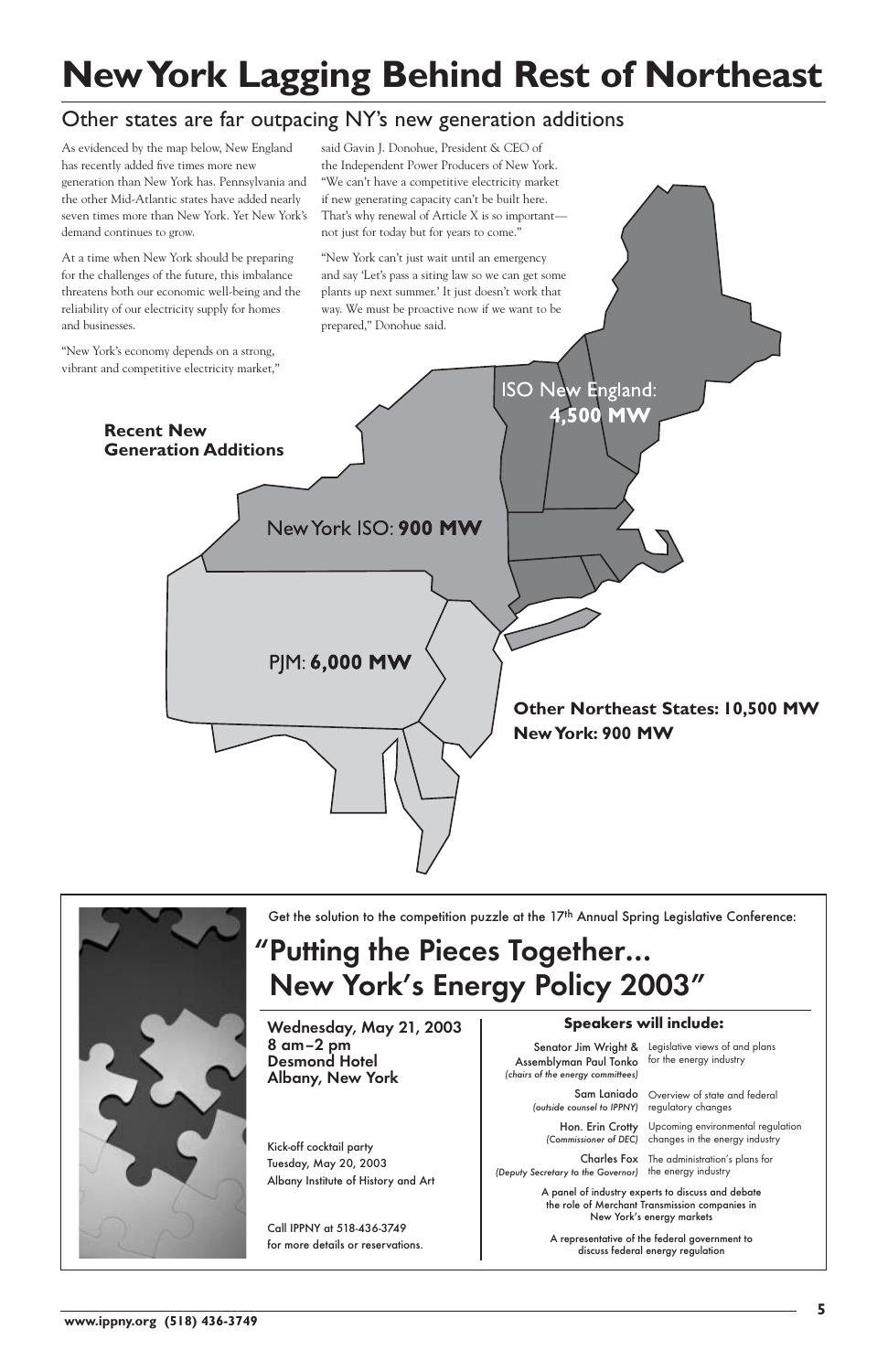# New York Lagging Behind Rest of Northeast

## Other states are far outpacing NY's new generation additions

As evidenced by the map below, New England has recently added five times more new generation than New York has. Pennsylvania and the other Mid-Atlantic states have added nearly seven times more than New York. Yet New York's demand continues to grow.

At a time when New York should be preparing for the challenges of the future, this imbalance threatens both our economic well-being and the reliability of our electricity supply for homes and businesses.

"New York's economy depends on a strong, vibrant and competitive electricity market," said Gavin J. Donohue, President & CEO of the Independent Power Producers of New York. "We can't have a competitive electricity market if new generating capacity can't be built here. That's why renewal of Article X is so important—not just for today but for years to come."

"New York can't just wait until an emergency and say 'Let's pass a siting law so we can get some plants up next summer.' It just doesn't work that way. We must be proactive now if we want to be prepared," Donohue said.

**Recent New Generation Additions**

ISO New England: **4,500 MW**

New York ISO: **900 MW**

PJM: **6,000 MW**

**Other Northeast States: 10,500 MW**
**New York: 900 MW**

---

Get the solution to the competition puzzle at the 17th Annual Spring Legislative Conference:

## "Putting the Pieces Together... New York's Energy Policy 2003"

**Wednesday, May 21, 2003**
**8 am–2 pm**
**Desmond Hotel**
**Albany, New York**

Kick-off cocktail party
Tuesday, May 20, 2003
Albany Institute of History and Art

Call IPPNY at 518-436-3749 for more details or reservations.

**Speakers will include:**

| Speaker | Topic |
|---|---|
| Senator Jim Wright & Assemblyman Paul Tonko *(chairs of the energy committees)* | Legislative views of and plans for the energy industry |
| Sam Laniado *(outside counsel to IPPNY)* | Overview of state and federal regulatory changes |
| Hon. Erin Crotty *(Commissioner of DEC)* | Upcoming environmental regulation changes in the energy industry |
| Charles Fox *(Deputy Secretary to the Governor)* | The administration's plans for the energy industry |

A panel of industry experts to discuss and debate the role of Merchant Transmission companies in New York's energy markets

A representative of the federal government to discuss federal energy regulation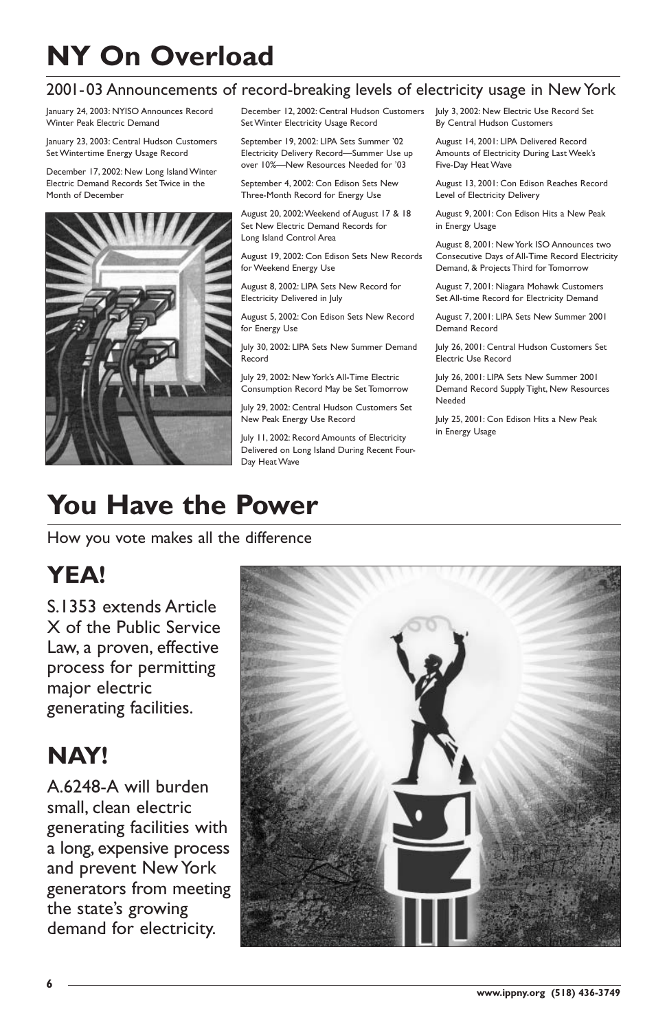# NY On Overload

## 2001-03 Announcements of record-breaking levels of electricity usage in New York

January 24, 2003: NYISO Announces Record Winter Peak Electric Demand

January 23, 2003: Central Hudson Customers Set Wintertime Energy Usage Record

December 17, 2002: New Long Island Winter Electric Demand Records Set Twice in the Month of December

December 12, 2002: Central Hudson Customers Set Winter Electricity Usage Record

September 19, 2002: LIPA Sets Summer '02 Electricity Delivery Record—Summer Use up over 10%—New Resources Needed for '03

September 4, 2002: Con Edison Sets New Three-Month Record for Energy Use

August 20, 2002: Weekend of August 17 & 18 Set New Electric Demand Records for Long Island Control Area

August 19, 2002: Con Edison Sets New Records for Weekend Energy Use

August 8, 2002: LIPA Sets New Record for Electricity Delivered in July

August 5, 2002: Con Edison Sets New Record for Energy Use

July 30, 2002: LIPA Sets New Summer Demand Record

July 29, 2002: New York's All-Time Electric Consumption Record May be Set Tomorrow

July 29, 2002: Central Hudson Customers Set New Peak Energy Use Record

July 11, 2002: Record Amounts of Electricity Delivered on Long Island During Recent Four-Day Heat Wave

July 3, 2002: New Electric Use Record Set By Central Hudson Customers

August 14, 2001: LIPA Delivered Record Amounts of Electricity During Last Week's Five-Day Heat Wave

August 13, 2001: Con Edison Reaches Record Level of Electricity Delivery

August 9, 2001: Con Edison Hits a New Peak in Energy Usage

August 8, 2001: New York ISO Announces two Consecutive Days of All-Time Record Electricity Demand, & Projects Third for Tomorrow

August 7, 2001: Niagara Mohawk Customers Set All-time Record for Electricity Demand

August 7, 2001: LIPA Sets New Summer 2001 Demand Record

July 26, 2001: Central Hudson Customers Set Electric Use Record

July 26, 2001: LIPA Sets New Summer 2001 Demand Record Supply Tight, New Resources Needed

July 25, 2001: Con Edison Hits a New Peak in Energy Usage

# You Have the Power

How you vote makes all the difference

## YEA!

S.1353 extends Article X of the Public Service Law, a proven, effective process for permitting major electric generating facilities.

## NAY!

A.6248-A will burden small, clean electric generating facilities with a long, expensive process and prevent New York generators from meeting the state's growing demand for electricity.

www.ippny.org (518) 436-3749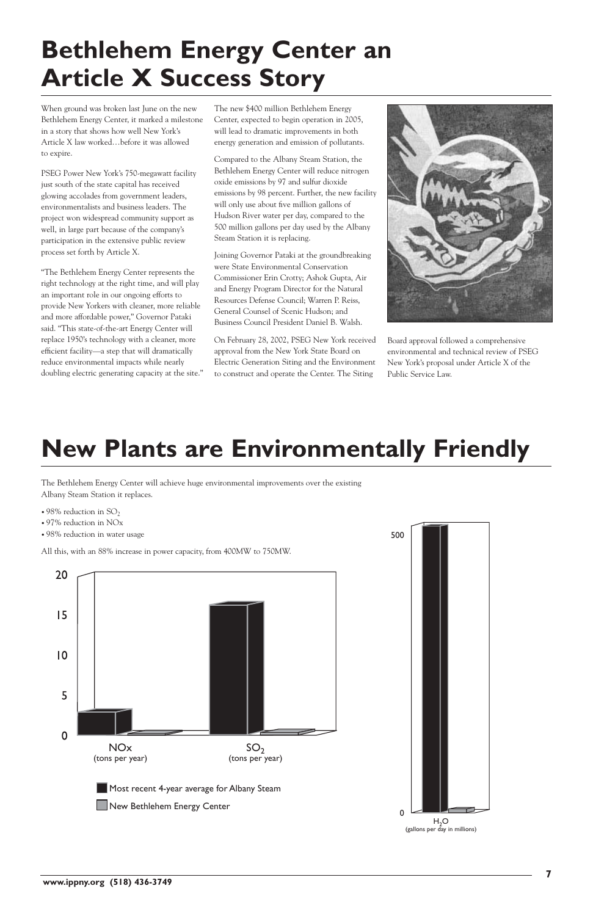# Bethlehem Energy Center an Article X Success Story

When ground was broken last June on the new Bethlehem Energy Center, it marked a milestone in a story that shows how well New York's Article X law worked…before it was allowed to expire.

PSEG Power New York's 750-megawatt facility just south of the state capital has received glowing accolades from government leaders, environmentalists and business leaders. The project won widespread community support as well, in large part because of the company's participation in the extensive public review process set forth by Article X.

"The Bethlehem Energy Center represents the right technology at the right time, and will play an important role in our ongoing efforts to provide New Yorkers with cleaner, more reliable and more affordable power," Governor Pataki said. "This state-of-the-art Energy Center will replace 1950's technology with a cleaner, more efficient facility—a step that will dramatically reduce environmental impacts while nearly doubling electric generating capacity at the site."

The new $400 million Bethlehem Energy Center, expected to begin operation in 2005, will lead to dramatic improvements in both energy generation and emission of pollutants.

Compared to the Albany Steam Station, the Bethlehem Energy Center will reduce nitrogen oxide emissions by 97 and sulfur dioxide emissions by 98 percent. Further, the new facility will only use about five million gallons of Hudson River water per day, compared to the 500 million gallons per day used by the Albany Steam Station it is replacing.

Joining Governor Pataki at the groundbreaking were State Environmental Conservation Commissioner Erin Crotty; Ashok Gupta, Air and Energy Program Director for the Natural Resources Defense Council; Warren P. Reiss, General Counsel of Scenic Hudson; and Business Council President Daniel B. Walsh.

On February 28, 2002, PSEG New York received approval from the New York State Board on Electric Generation Siting and the Environment to construct and operate the Center. The Siting Board approval followed a comprehensive environmental and technical review of PSEG New York's proposal under Article X of the Public Service Law.

# New Plants are Environmentally Friendly

The Bethlehem Energy Center will achieve huge environmental improvements over the existing Albany Steam Station it replaces.

- 98% reduction in $SO_2$
- 97% reduction in NOx
- 98% reduction in water usage

All this, with an 88% increase in power capacity, from 400MW to 750MW.

NOx (tons per year) · $SO_2$ (tons per year)

■ Most recent 4-year average for Albany Steam
■ New Bethlehem Energy Center

$H_2O$ (gallons per day in millions)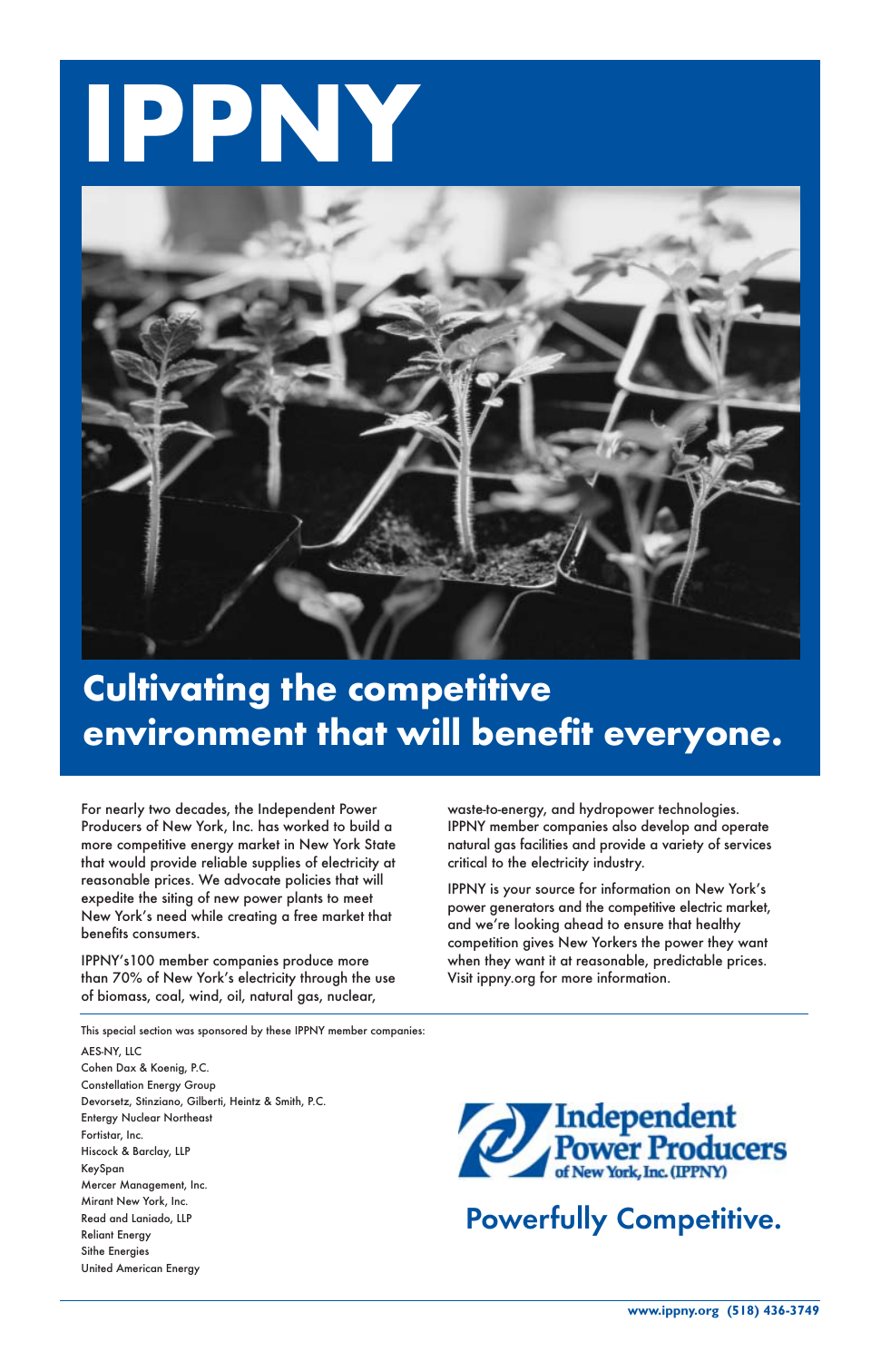# IPPNY

## Cultivating the competitive environment that will benefit everyone.

For nearly two decades, the Independent Power Producers of New York, Inc. has worked to build a more competitive energy market in New York State that would provide reliable supplies of electricity at reasonable prices. We advocate policies that will expedite the siting of new power plants to meet New York's need while creating a free market that benefits consumers.

IPPNY's100 member companies produce more than 70% of New York's electricity through the use of biomass, coal, wind, oil, natural gas, nuclear, waste-to-energy, and hydropower technologies. IPPNY member companies also develop and operate natural gas facilities and provide a variety of services critical to the electricity industry.

IPPNY is your source for information on New York's power generators and the competitive electric market, and we're looking ahead to ensure that healthy competition gives New Yorkers the power they want when they want it at reasonable, predictable prices. Visit ippny.org for more information.

This special section was sponsored by these IPPNY member companies:

AES-NY, LLC
Cohen Dax & Koenig, P.C.
Constellation Energy Group
Devorsetz, Stinziano, Gilberti, Heintz & Smith, P.C.
Entergy Nuclear Northeast
Fortistar, Inc.
Hiscock & Barclay, LLP
KeySpan
Mercer Management, Inc.
Mirant New York, Inc.
Read and Laniado, LLP
Reliant Energy
Sithe Energies
United American Energy

Independent Power Producers of New York, Inc. (IPPNY)

Powerfully Competitive.

www.ippny.org (518) 436-3749